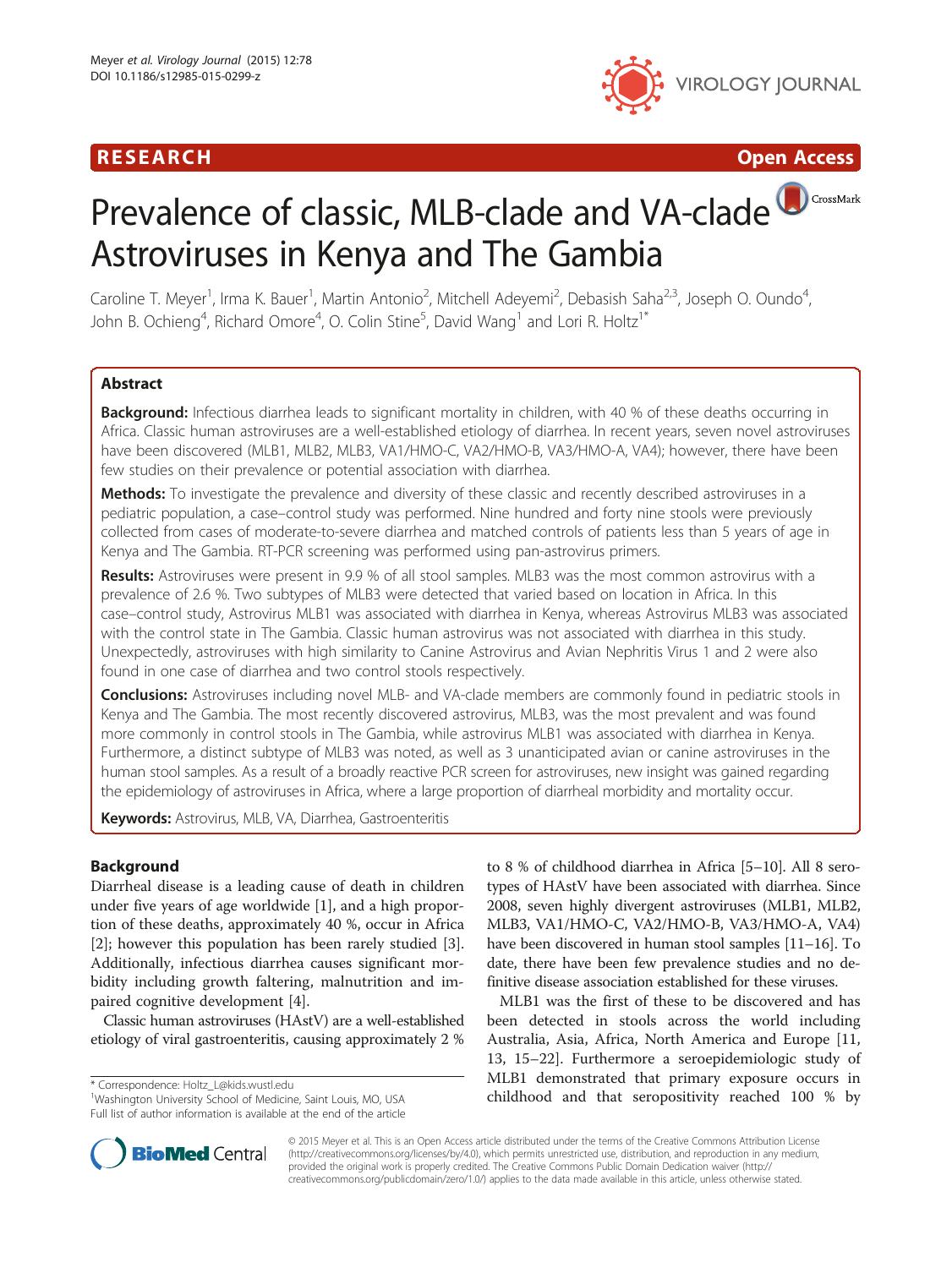**RESEARCH** **Open Access**

# Prevalence of classic, MLB-clade and VA-clade Astroviruses in Kenya and The Gambia

Caroline T. Meyer[1], Irma K. Bauer[1], Martin Antonio[2], Mitchell Adeyemi[2], Debasish Saha[2,3], Joseph O. Oundo[4], John B. Ochieng[4], Richard Omore[4], O. Colin Stine[5], David Wang[1] and Lori R. Holtz[1*]

## Abstract

**Background:** Infectious diarrhea leads to significant mortality in children, with 40 % of these deaths occurring in Africa. Classic human astroviruses are a well-established etiology of diarrhea. In recent years, seven novel astroviruses have been discovered (MLB1, MLB2, MLB3, VA1/HMO-C, VA2/HMO-B, VA3/HMO-A, VA4); however, there have been few studies on their prevalence or potential association with diarrhea.

**Methods:** To investigate the prevalence and diversity of these classic and recently described astroviruses in a pediatric population, a case–control study was performed. Nine hundred and forty nine stools were previously collected from cases of moderate-to-severe diarrhea and matched controls of patients less than 5 years of age in Kenya and The Gambia. RT-PCR screening was performed using pan-astrovirus primers.

**Results:** Astroviruses were present in 9.9 % of all stool samples. MLB3 was the most common astrovirus with a prevalence of 2.6 %. Two subtypes of MLB3 were detected that varied based on location in Africa. In this case–control study, Astrovirus MLB1 was associated with diarrhea in Kenya, whereas Astrovirus MLB3 was associated with the control state in The Gambia. Classic human astrovirus was not associated with diarrhea in this study. Unexpectedly, astroviruses with high similarity to Canine Astrovirus and Avian Nephritis Virus 1 and 2 were also found in one case of diarrhea and two control stools respectively.

**Conclusions:** Astroviruses including novel MLB- and VA-clade members are commonly found in pediatric stools in Kenya and The Gambia. The most recently discovered astrovirus, MLB3, was the most prevalent and was found more commonly in control stools in The Gambia, while astrovirus MLB1 was associated with diarrhea in Kenya. Furthermore, a distinct subtype of MLB3 was noted, as well as 3 unanticipated avian or canine astroviruses in the human stool samples. As a result of a broadly reactive PCR screen for astroviruses, new insight was gained regarding the epidemiology of astroviruses in Africa, where a large proportion of diarrheal morbidity and mortality occur.

**Keywords:** Astrovirus, MLB, VA, Diarrhea, Gastroenteritis

## Background

Diarrheal disease is a leading cause of death in children under five years of age worldwide [1], and a high proportion of these deaths, approximately 40 %, occur in Africa [2]; however this population has been rarely studied [3]. Additionally, infectious diarrhea causes significant morbidity including growth faltering, malnutrition and impaired cognitive development [4].

Classic human astroviruses (HAstV) are a well-established etiology of viral gastroenteritis, causing approximately 2 % to 8 % of childhood diarrhea in Africa [5–10]. All 8 serotypes of HAstV have been associated with diarrhea. Since 2008, seven highly divergent astroviruses (MLB1, MLB2, MLB3, VA1/HMO-C, VA2/HMO-B, VA3/HMO-A, VA4) have been discovered in human stool samples [11–16]. To date, there have been few prevalence studies and no definitive disease association established for these viruses.

MLB1 was the first of these to be discovered and has been detected in stools across the world including Australia, Asia, Africa, North America and Europe [11, 13, 15–22]. Furthermore a seroepidemiologic study of MLB1 demonstrated that primary exposure occurs in childhood and that seropositivity reached 100 % by

\* Correspondence: Holtz_L@kids.wustl.edu
[1]Washington University School of Medicine, Saint Louis, MO, USA
Full list of author information is available at the end of the article

© 2015 Meyer et al. This is an Open Access article distributed under the terms of the Creative Commons Attribution License (http://creativecommons.org/licenses/by/4.0), which permits unrestricted use, distribution, and reproduction in any medium, provided the original work is properly credited. The Creative Commons Public Domain Dedication waiver (http://creativecommons.org/publicdomain/zero/1.0/) applies to the data made available in this article, unless otherwise stated.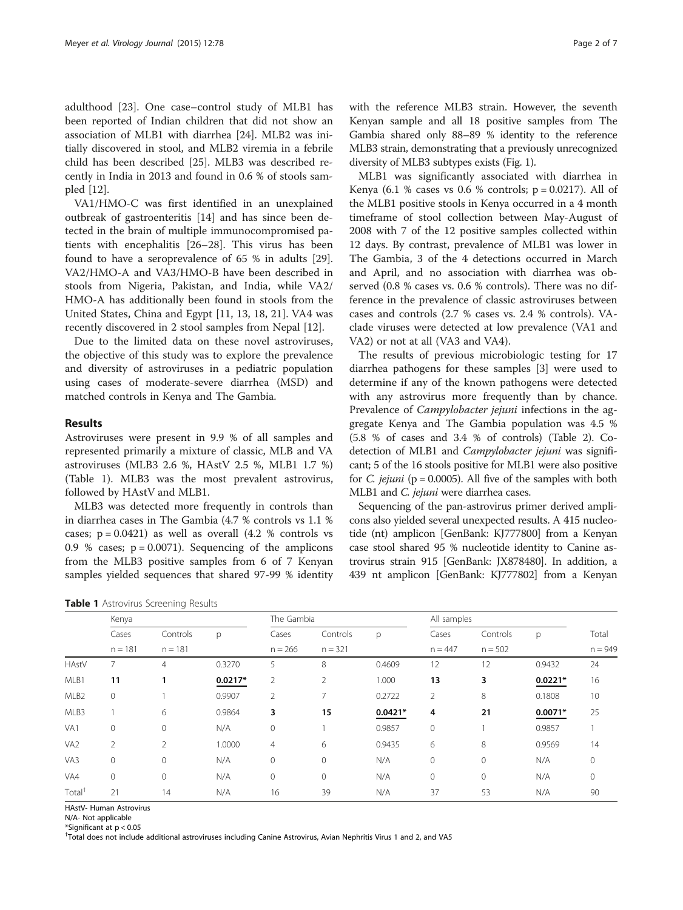adulthood [23]. One case–control study of MLB1 has been reported of Indian children that did not show an association of MLB1 with diarrhea [24]. MLB2 was initially discovered in stool, and MLB2 viremia in a febrile child has been described [25]. MLB3 was described recently in India in 2013 and found in 0.6 % of stools sampled [12].

VA1/HMO-C was first identified in an unexplained outbreak of gastroenteritis [14] and has since been detected in the brain of multiple immunocompromised patients with encephalitis [26–28]. This virus has been found to have a seroprevalence of 65 % in adults [29]. VA2/HMO-A and VA3/HMO-B have been described in stools from Nigeria, Pakistan, and India, while VA2/HMO-A has additionally been found in stools from the United States, China and Egypt [11, 13, 18, 21]. VA4 was recently discovered in 2 stool samples from Nepal [12].

Due to the limited data on these novel astroviruses, the objective of this study was to explore the prevalence and diversity of astroviruses in a pediatric population using cases of moderate-severe diarrhea (MSD) and matched controls in Kenya and The Gambia.

## Results

Astroviruses were present in 9.9 % of all samples and represented primarily a mixture of classic, MLB and VA astroviruses (MLB3 2.6 %, HAstV 2.5 %, MLB1 1.7 %) (Table 1). MLB3 was the most prevalent astrovirus, followed by HAstV and MLB1.

MLB3 was detected more frequently in controls than in diarrhea cases in The Gambia (4.7 % controls vs 1.1 % cases; $p = 0.0421$) as well as overall (4.2 % controls vs 0.9 % cases; $p = 0.0071$). Sequencing of the amplicons from the MLB3 positive samples from 6 of 7 Kenyan samples yielded sequences that shared 97-99 % identity with the reference MLB3 strain. However, the seventh Kenyan sample and all 18 positive samples from The Gambia shared only 88–89 % identity to the reference MLB3 strain, demonstrating that a previously unrecognized diversity of MLB3 subtypes exists (Fig. 1).

MLB1 was significantly associated with diarrhea in Kenya (6.1 % cases vs 0.6 % controls; $p = 0.0217$). All of the MLB1 positive stools in Kenya occurred in a 4 month timeframe of stool collection between May-August of 2008 with 7 of the 12 positive samples collected within 12 days. By contrast, prevalence of MLB1 was lower in The Gambia, 3 of the 4 detections occurred in March and April, and no association with diarrhea was observed (0.8 % cases vs. 0.6 % controls). There was no difference in the prevalence of classic astroviruses between cases and controls (2.7 % cases vs. 2.4 % controls). VA-clade viruses were detected at low prevalence (VA1 and VA2) or not at all (VA3 and VA4).

The results of previous microbiologic testing for 17 diarrhea pathogens for these samples [3] were used to determine if any of the known pathogens were detected with any astrovirus more frequently than by chance. Prevalence of *Campylobacter jejuni* infections in the aggregate Kenya and The Gambia population was 4.5 % (5.8 % of cases and 3.4 % of controls) (Table 2). Co-detection of MLB1 and *Campylobacter jejuni* was significant; 5 of the 16 stools positive for MLB1 were also positive for *C. jejuni* ($p = 0.0005$). All five of the samples with both MLB1 and *C. jejuni* were diarrhea cases.

Sequencing of the pan-astrovirus primer derived amplicons also yielded several unexpected results. A 415 nucleotide (nt) amplicon [GenBank: KJ777800] from a Kenyan case stool shared 95 % nucleotide identity to Canine astrovirus strain 915 [GenBank: JX878480]. In addition, a 439 nt amplicon [GenBank: KJ777802] from a Kenyan

**Table 1** Astrovirus Screening Results

| | Kenya | | | The Gambia | | | All samples | | | |
|---|---|---|---|---|---|---|---|---|---|---|
| | Cases | Controls | p | Cases | Controls | p | Cases | Controls | p | Total |
| | n = 181 | n = 181 | | n = 266 | n = 321 | | n = 447 | n = 502 | | n = 949 |
| HAstV | 7 | 4 | 0.3270 | 5 | 8 | 0.4609 | 12 | 12 | 0.9432 | 24 |
| MLB1 | **11** | **1** | **0.0217*** | 2 | 2 | 1.000 | **13** | **3** | **0.0221*** | 16 |
| MLB2 | 0 | 1 | 0.9907 | 2 | 7 | 0.2722 | 2 | 8 | 0.1808 | 10 |
| MLB3 | 1 | 6 | 0.9864 | **3** | **15** | **0.0421*** | **4** | **21** | **0.0071*** | 25 |
| VA1 | 0 | 0 | N/A | 0 | 1 | 0.9857 | 0 | 1 | 0.9857 | 1 |
| VA2 | 2 | 2 | 1.0000 | 4 | 6 | 0.9435 | 6 | 8 | 0.9569 | 14 |
| VA3 | 0 | 0 | N/A | 0 | 0 | N/A | 0 | 0 | N/A | 0 |
| VA4 | 0 | 0 | N/A | 0 | 0 | N/A | 0 | 0 | N/A | 0 |
| Total† | 21 | 14 | N/A | 16 | 39 | N/A | 37 | 53 | N/A | 90 |

HAstV- Human Astrovirus
N/A- Not applicable
*Significant at $p < 0.05$
†Total does not include additional astroviruses including Canine Astrovirus, Avian Nephritis Virus 1 and 2, and VA5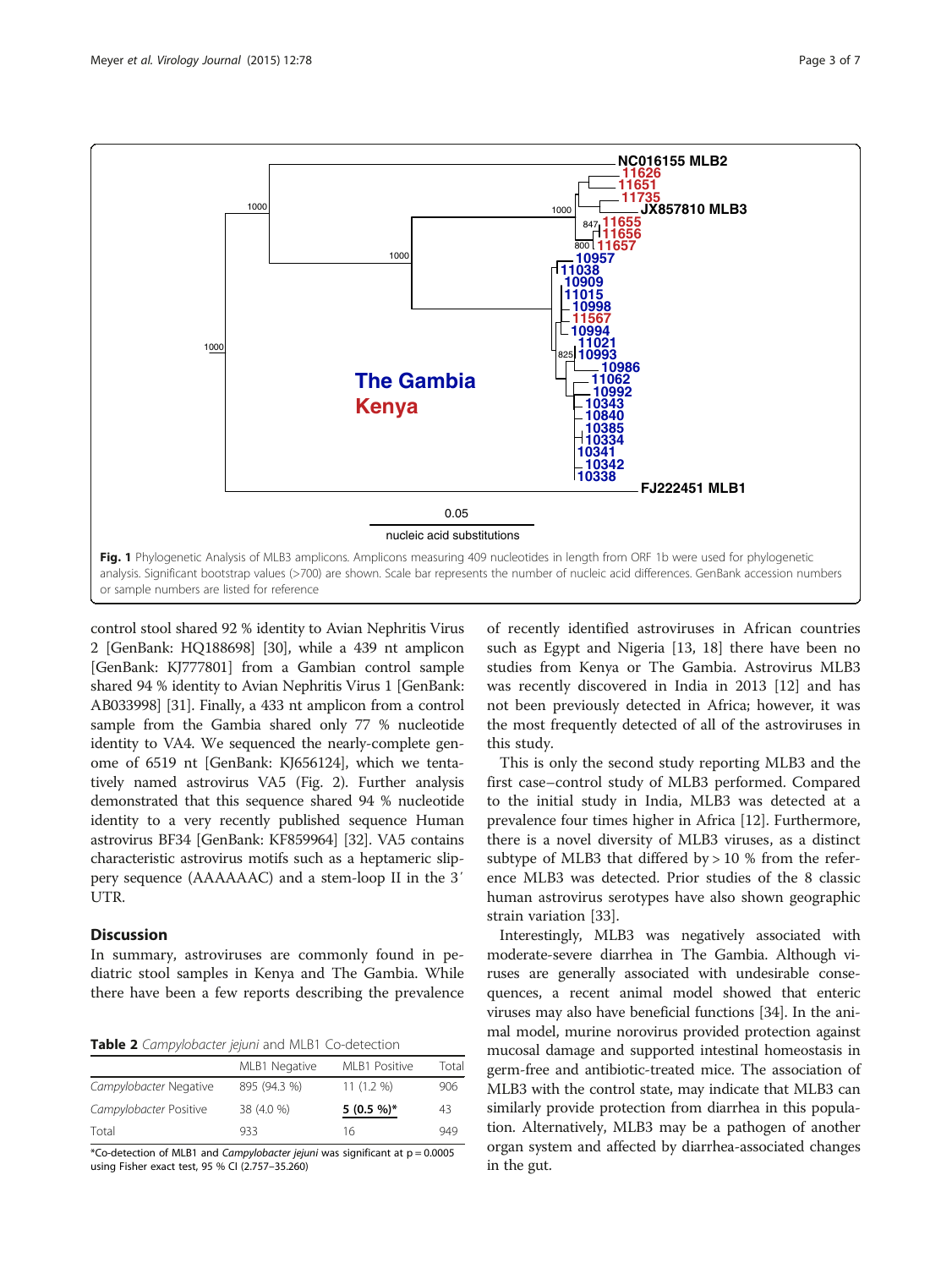Fig. 1 Phylogenetic Analysis of MLB3 amplicons. Amplicons measuring 409 nucleotides in length from ORF 1b were used for phylogenetic analysis. Significant bootstrap values (>700) are shown. Scale bar represents the number of nucleic acid differences. GenBank accession numbers or sample numbers are listed for reference

control stool shared 92 % identity to Avian Nephritis Virus 2 [GenBank: HQ188698] [30], while a 439 nt amplicon [GenBank: KJ777801] from a Gambian control sample shared 94 % identity to Avian Nephritis Virus 1 [GenBank: AB033998] [31]. Finally, a 433 nt amplicon from a control sample from the Gambia shared only 77 % nucleotide identity to VA4. We sequenced the nearly-complete genome of 6519 nt [GenBank: KJ656124], which we tentatively named astrovirus VA5 (Fig. 2). Further analysis demonstrated that this sequence shared 94 % nucleotide identity to a very recently published sequence Human astrovirus BF34 [GenBank: KF859964] [32]. VA5 contains characteristic astrovirus motifs such as a heptameric slippery sequence (AAAAAAC) and a stem-loop II in the 3′ UTR.

## Discussion

In summary, astroviruses are commonly found in pediatric stool samples in Kenya and The Gambia. While there have been a few reports describing the prevalence of recently identified astroviruses in African countries such as Egypt and Nigeria [13, 18] there have been no studies from Kenya or The Gambia. Astrovirus MLB3 was recently discovered in India in 2013 [12] and has not been previously detected in Africa; however, it was the most frequently detected of all of the astroviruses in this study.

This is only the second study reporting MLB3 and the first case–control study of MLB3 performed. Compared to the initial study in India, MLB3 was detected at a prevalence four times higher in Africa [12]. Furthermore, there is a novel diversity of MLB3 viruses, as a distinct subtype of MLB3 that differed by > 10 % from the reference MLB3 was detected. Prior studies of the 8 classic human astrovirus serotypes have also shown geographic strain variation [33].

Interestingly, MLB3 was negatively associated with moderate-severe diarrhea in The Gambia. Although viruses are generally associated with undesirable consequences, a recent animal model showed that enteric viruses may also have beneficial functions [34]. In the animal model, murine norovirus provided protection against mucosal damage and supported intestinal homeostasis in germ-free and antibiotic-treated mice. The association of MLB3 with the control state, may indicate that MLB3 can similarly provide protection from diarrhea in this population. Alternatively, MLB3 may be a pathogen of another organ system and affected by diarrhea-associated changes in the gut.

**Table 2** *Campylobacter jejuni* and MLB1 Co-detection

| | MLB1 Negative | MLB1 Positive | Total |
|---|---|---|---|
| *Campylobacter* Negative | 895 (94.3 %) | 11 (1.2 %) | 906 |
| *Campylobacter* Positive | 38 (4.0 %) | **5 (0.5 %)*** | 43 |
| Total | 933 | 16 | 949 |

*Co-detection of MLB1 and *Campylobacter jejuni* was significant at p = 0.0005 using Fisher exact test, 95 % CI (2.757–35.260)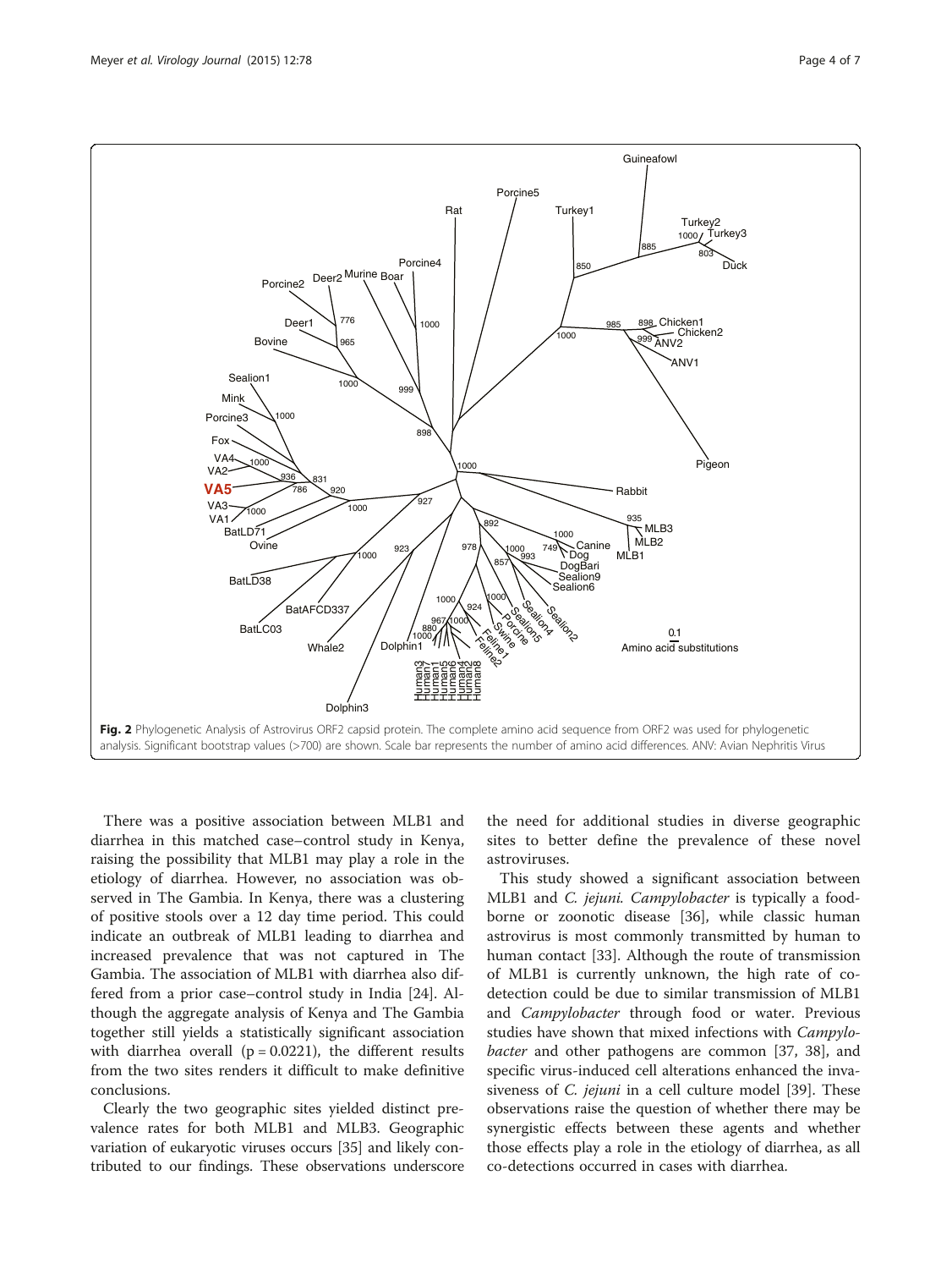**Fig. 2** Phylogenetic Analysis of Astrovirus ORF2 capsid protein. The complete amino acid sequence from ORF2 was used for phylogenetic analysis. Significant bootstrap values (>700) are shown. Scale bar represents the number of amino acid differences. ANV: Avian Nephritis Virus

There was a positive association between MLB1 and diarrhea in this matched case–control study in Kenya, raising the possibility that MLB1 may play a role in the etiology of diarrhea. However, no association was observed in The Gambia. In Kenya, there was a clustering of positive stools over a 12 day time period. This could indicate an outbreak of MLB1 leading to diarrhea and increased prevalence that was not captured in The Gambia. The association of MLB1 with diarrhea also differed from a prior case–control study in India [24]. Although the aggregate analysis of Kenya and The Gambia together still yields a statistically significant association with diarrhea overall ($p = 0.0221$), the different results from the two sites renders it difficult to make definitive conclusions.

Clearly the two geographic sites yielded distinct prevalence rates for both MLB1 and MLB3. Geographic variation of eukaryotic viruses occurs [35] and likely contributed to our findings. These observations underscore the need for additional studies in diverse geographic sites to better define the prevalence of these novel astroviruses.

This study showed a significant association between MLB1 and *C. jejuni*. *Campylobacter* is typically a food-borne or zoonotic disease [36], while classic human astrovirus is most commonly transmitted by human to human contact [33]. Although the route of transmission of MLB1 is currently unknown, the high rate of co-detection could be due to similar transmission of MLB1 and *Campylobacter* through food or water. Previous studies have shown that mixed infections with *Campylobacter* and other pathogens are common [37, 38], and specific virus-induced cell alterations enhanced the invasiveness of *C. jejuni* in a cell culture model [39]. These observations raise the question of whether there may be synergistic effects between these agents and whether those effects play a role in the etiology of diarrhea, as all co-detections occurred in cases with diarrhea.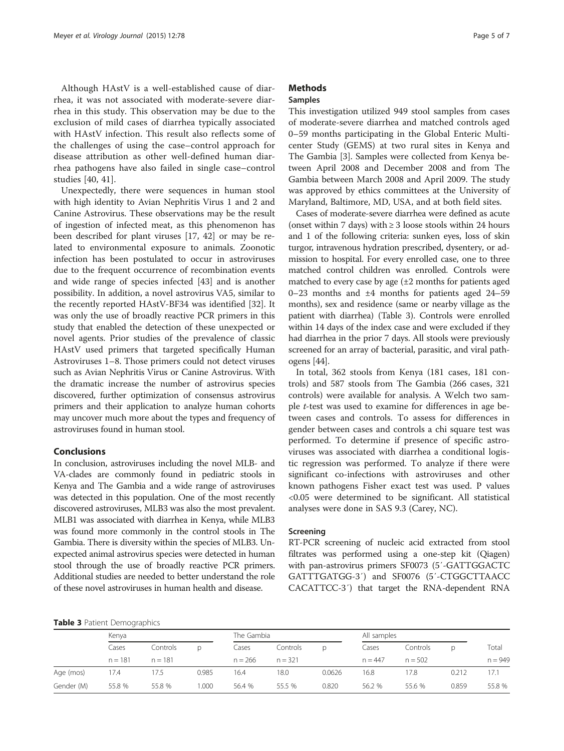Although HAstV is a well-established cause of diarrhea, it was not associated with moderate-severe diarrhea in this study. This observation may be due to the exclusion of mild cases of diarrhea typically associated with HAstV infection. This result also reflects some of the challenges of using the case–control approach for disease attribution as other well-defined human diarrhea pathogens have also failed in single case–control studies [40, 41].

Unexpectedly, there were sequences in human stool with high identity to Avian Nephritis Virus 1 and 2 and Canine Astrovirus. These observations may be the result of ingestion of infected meat, as this phenomenon has been described for plant viruses [17, 42] or may be related to environmental exposure to animals. Zoonotic infection has been postulated to occur in astroviruses due to the frequent occurrence of recombination events and wide range of species infected [43] and is another possibility. In addition, a novel astrovirus VA5, similar to the recently reported HAstV-BF34 was identified [32]. It was only the use of broadly reactive PCR primers in this study that enabled the detection of these unexpected or novel agents. Prior studies of the prevalence of classic HAstV used primers that targeted specifically Human Astroviruses 1–8. Those primers could not detect viruses such as Avian Nephritis Virus or Canine Astrovirus. With the dramatic increase the number of astrovirus species discovered, further optimization of consensus astrovirus primers and their application to analyze human cohorts may uncover much more about the types and frequency of astroviruses found in human stool.

## Conclusions

In conclusion, astroviruses including the novel MLB- and VA-clades are commonly found in pediatric stools in Kenya and The Gambia and a wide range of astroviruses was detected in this population. One of the most recently discovered astroviruses, MLB3 was also the most prevalent. MLB1 was associated with diarrhea in Kenya, while MLB3 was found more commonly in the control stools in The Gambia. There is diversity within the species of MLB3. Unexpected animal astrovirus species were detected in human stool through the use of broadly reactive PCR primers. Additional studies are needed to better understand the role of these novel astroviruses in human health and disease.

## Methods

### Samples

This investigation utilized 949 stool samples from cases of moderate-severe diarrhea and matched controls aged 0–59 months participating in the Global Enteric Multicenter Study (GEMS) at two rural sites in Kenya and The Gambia [3]. Samples were collected from Kenya between April 2008 and December 2008 and from The Gambia between March 2008 and April 2009. The study was approved by ethics committees at the University of Maryland, Baltimore, MD, USA, and at both field sites.

Cases of moderate-severe diarrhea were defined as acute (onset within 7 days) with ≥ 3 loose stools within 24 hours and 1 of the following criteria: sunken eyes, loss of skin turgor, intravenous hydration prescribed, dysentery, or admission to hospital. For every enrolled case, one to three matched control children was enrolled. Controls were matched to every case by age (±2 months for patients aged 0–23 months and ±4 months for patients aged 24–59 months), sex and residence (same or nearby village as the patient with diarrhea) (Table 3). Controls were enrolled within 14 days of the index case and were excluded if they had diarrhea in the prior 7 days. All stools were previously screened for an array of bacterial, parasitic, and viral pathogens [44].

In total, 362 stools from Kenya (181 cases, 181 controls) and 587 stools from The Gambia (266 cases, 321 controls) were available for analysis. A Welch two sample *t*-test was used to examine for differences in age between cases and controls. To assess for differences in gender between cases and controls a chi square test was performed. To determine if presence of specific astroviruses was associated with diarrhea a conditional logistic regression was performed. To analyze if there were significant co-infections with astroviruses and other known pathogens Fisher exact test was used. P values <0.05 were determined to be significant. All statistical analyses were done in SAS 9.3 (Carey, NC).

### Screening

RT-PCR screening of nucleic acid extracted from stool filtrates was performed using a one-step kit (Qiagen) with pan-astrovirus primers SF0073 (5′-GATTGGACTC GATTTGATGG-3′) and SF0076 (5′-CTGGCTTAACC CACATTCC-3′) that target the RNA-dependent RNA

**Table 3** Patient Demographics

| | Kenya | | | The Gambia | | | All samples | | | |
|---|---|---|---|---|---|---|---|---|---|---|
| | Cases | Controls | p | Cases | Controls | p | Cases | Controls | p | Total |
| | n = 181 | n = 181 | | n = 266 | n = 321 | | n = 447 | n = 502 | | n = 949 |
| Age (mos) | 17.4 | 17.5 | 0.985 | 16.4 | 18.0 | 0.0626 | 16.8 | 17.8 | 0.212 | 17.1 |
| Gender (M) | 55.8 % | 55.8 % | 1.000 | 56.4 % | 55.5 % | 0.820 | 56.2 % | 55.6 % | 0.859 | 55.8 % |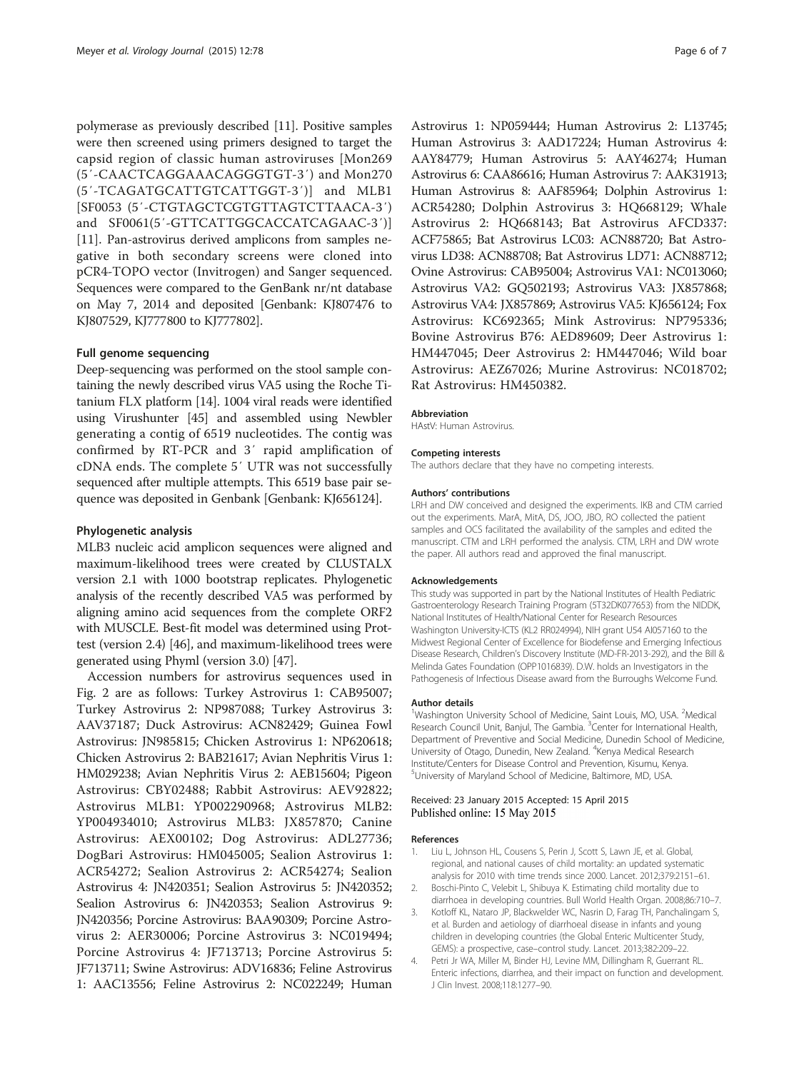polymerase as previously described [11]. Positive samples were then screened using primers designed to target the capsid region of classic human astroviruses [Mon269 (5′-CAACTCAGGAAACAGGGTGT-3′) and Mon270 (5′-TCAGATGCATTGTCATTGGT-3′)] and MLB1 [SF0053 (5′-CTGTAGCTCGTGTTAGTCTTAACA-3′) and SF0061(5′-GTTCATTGGCACCATCAGAAC-3′)] [11]. Pan-astrovirus derived amplicons from samples negative in both secondary screens were cloned into pCR4-TOPO vector (Invitrogen) and Sanger sequenced. Sequences were compared to the GenBank nr/nt database on May 7, 2014 and deposited [Genbank: KJ807476 to KJ807529, KJ777800 to KJ777802].

### Full genome sequencing

Deep-sequencing was performed on the stool sample containing the newly described virus VA5 using the Roche Titanium FLX platform [14]. 1004 viral reads were identified using Virushunter [45] and assembled using Newbler generating a contig of 6519 nucleotides. The contig was confirmed by RT-PCR and 3′ rapid amplification of cDNA ends. The complete 5′ UTR was not successfully sequenced after multiple attempts. This 6519 base pair sequence was deposited in Genbank [Genbank: KJ656124].

### Phylogenetic analysis

MLB3 nucleic acid amplicon sequences were aligned and maximum-likelihood trees were created by CLUSTALX version 2.1 with 1000 bootstrap replicates. Phylogenetic analysis of the recently described VA5 was performed by aligning amino acid sequences from the complete ORF2 with MUSCLE. Best-fit model was determined using Prottest (version 2.4) [46], and maximum-likelihood trees were generated using Phyml (version 3.0) [47].

Accession numbers for astrovirus sequences used in Fig. 2 are as follows: Turkey Astrovirus 1: CAB95007; Turkey Astrovirus 2: NP987088; Turkey Astrovirus 3: AAV37187; Duck Astrovirus: ACN82429; Guinea Fowl Astrovirus: JN985815; Chicken Astrovirus 1: NP620618; Chicken Astrovirus 2: BAB21617; Avian Nephritis Virus 1: HM029238; Avian Nephritis Virus 2: AEB15604; Pigeon Astrovirus: CBY02488; Rabbit Astrovirus: AEV92822; Astrovirus MLB1: YP002290968; Astrovirus MLB2: YP004934010; Astrovirus MLB3: JX857870; Canine Astrovirus: AEX00102; Dog Astrovirus: ADL27736; DogBari Astrovirus: HM045005; Sealion Astrovirus 1: ACR54272; Sealion Astrovirus 2: ACR54274; Sealion Astrovirus 4: JN420351; Sealion Astrovirus 5: JN420352; Sealion Astrovirus 6: JN420353; Sealion Astrovirus 9: JN420356; Porcine Astrovirus: BAA90309; Porcine Astrovirus 2: AER30006; Porcine Astrovirus 3: NC019494; Porcine Astrovirus 4: JF713713; Porcine Astrovirus 5: JF713711; Swine Astrovirus: ADV16836; Feline Astrovirus 1: AAC13556; Feline Astrovirus 2: NC022249; Human Astrovirus 1: NP059444; Human Astrovirus 2: L13745; Human Astrovirus 3: AAD17224; Human Astrovirus 4: AAY84779; Human Astrovirus 5: AAY46274; Human Astrovirus 6: CAA86616; Human Astrovirus 7: AAK31913; Human Astrovirus 8: AAF85964; Dolphin Astrovirus 1: ACR54280; Dolphin Astrovirus 3: HQ668129; Whale Astrovirus 2: HQ668143; Bat Astrovirus AFCD337: ACF75865; Bat Astrovirus LC03: ACN88720; Bat Astrovirus LD38: ACN88708; Bat Astrovirus LD71: ACN88712; Ovine Astrovirus: CAB95004; Astrovirus VA1: NC013060; Astrovirus VA2: GQ502193; Astrovirus VA3: JX857868; Astrovirus VA4: JX857869; Astrovirus VA5: KJ656124; Fox Astrovirus: KC692365; Mink Astrovirus: NP795336; Bovine Astrovirus B76: AED89609; Deer Astrovirus 1: HM447045; Deer Astrovirus 2: HM447046; Wild boar Astrovirus: AEZ67026; Murine Astrovirus: NC018702; Rat Astrovirus: HM450382.

#### Abbreviation

HAstV: Human Astrovirus.

#### Competing interests

The authors declare that they have no competing interests.

#### Authors' contributions

LRH and DW conceived and designed the experiments. IKB and CTM carried out the experiments. MarA, MitA, DS, JOO, JBO, RO collected the patient samples and OCS facilitated the availability of the samples and edited the manuscript. CTM and LRH performed the analysis. CTM, LRH and DW wrote the paper. All authors read and approved the final manuscript.

#### Acknowledgements

This study was supported in part by the National Institutes of Health Pediatric Gastroenterology Research Training Program (5T32DK077653) from the NIDDK, National Institutes of Health/National Center for Research Resources Washington University-ICTS (KL2 RR024994), NIH grant U54 AI057160 to the Midwest Regional Center of Excellence for Biodefense and Emerging Infectious Disease Research, Children's Discovery Institute (MD-FR-2013-292), and the Bill & Melinda Gates Foundation (OPP1016839). D.W. holds an Investigators in the Pathogenesis of Infectious Disease award from the Burroughs Welcome Fund.

#### Author details

[1]Washington University School of Medicine, Saint Louis, MO, USA. [2]Medical Research Council Unit, Banjul, The Gambia. [3]Center for International Health, Department of Preventive and Social Medicine, Dunedin School of Medicine, University of Otago, Dunedin, New Zealand. [4]Kenya Medical Research Institute/Centers for Disease Control and Prevention, Kisumu, Kenya. [5]University of Maryland School of Medicine, Baltimore, MD, USA.

Received: 23 January 2015 Accepted: 15 April 2015
Published online: 15 May 2015

#### References

1. Liu L, Johnson HL, Cousens S, Perin J, Scott S, Lawn JE, et al. Global, regional, and national causes of child mortality: an updated systematic analysis for 2010 with time trends since 2000. Lancet. 2012;379:2151–61.
2. Boschi-Pinto C, Velebit L, Shibuya K. Estimating child mortality due to diarrhoea in developing countries. Bull World Health Organ. 2008;86:710–7.
3. Kotloff KL, Nataro JP, Blackwelder WC, Nasrin D, Farag TH, Panchalingam S, et al. Burden and aetiology of diarrhoeal disease in infants and young children in developing countries (the Global Enteric Multicenter Study, GEMS): a prospective, case–control study. Lancet. 2013;382:209–22.
4. Petri Jr WA, Miller M, Binder HJ, Levine MM, Dillingham R, Guerrant RL. Enteric infections, diarrhea, and their impact on function and development. J Clin Invest. 2008;118:1277–90.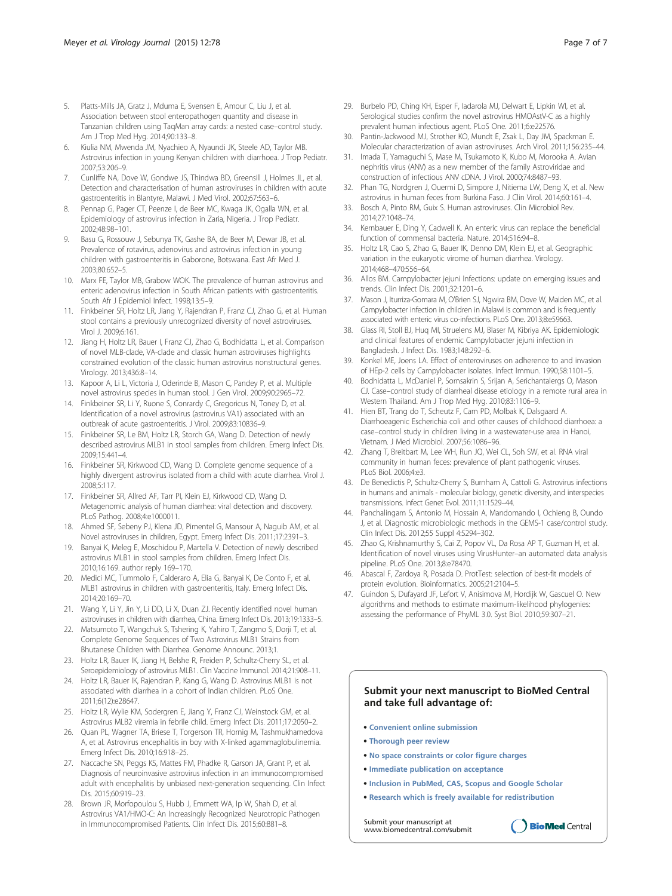5. Platts-Mills JA, Gratz J, Mduma E, Svensen E, Amour C, Liu J, et al. Association between stool enteropathogen quantity and disease in Tanzanian children using TaqMan array cards: a nested case–control study. Am J Trop Med Hyg. 2014;90:133–8.
6. Kiulia NM, Mwenda JM, Nyachieo A, Nyaundi JK, Steele AD, Taylor MB. Astrovirus infection in young Kenyan children with diarrhoea. J Trop Pediatr. 2007;53:206–9.
7. Cunliffe NA, Dove W, Gondwe JS, Thindwa BD, Greensill J, Holmes JL, et al. Detection and characterisation of human astroviruses in children with acute gastroenteritis in Blantyre, Malawi. J Med Virol. 2002;67:563–6.
8. Pennap G, Pager CT, Peenze I, de Beer MC, Kwaga JK, Ogalla WN, et al. Epidemiology of astrovirus infection in Zaria, Nigeria. J Trop Pediatr. 2002;48:98–101.
9. Basu G, Rossouw J, Sebunya TK, Gashe BA, de Beer M, Dewar JB, et al. Prevalence of rotavirus, adenovirus and astrovirus infection in young children with gastroenteritis in Gaborone, Botswana. East Afr Med J. 2003;80:652–5.
10. Marx FE, Taylor MB, Grabow WOK. The prevalence of human astrovirus and enteric adenovirus infection in South African patients with gastroenteritis. South Afr J Epidemiol Infect. 1998;13:5–9.
11. Finkbeiner SR, Holtz LR, Jiang Y, Rajendran P, Franz CJ, Zhao G, et al. Human stool contains a previously unrecognized diversity of novel astroviruses. Virol J. 2009;6:161.
12. Jiang H, Holtz LR, Bauer I, Franz CJ, Zhao G, Bodhidatta L, et al. Comparison of novel MLB-clade, VA-clade and classic human astroviruses highlights constrained evolution of the classic human astrovirus nonstructural genes. Virology. 2013;436:8–14.
13. Kapoor A, Li L, Victoria J, Oderinde B, Mason C, Pandey P, et al. Multiple novel astrovirus species in human stool. J Gen Virol. 2009;90:2965–72.
14. Finkbeiner SR, Li Y, Ruone S, Conrardy C, Gregoricus N, Toney D, et al. Identification of a novel astrovirus (astrovirus VA1) associated with an outbreak of acute gastroenteritis. J Virol. 2009;83:10836–9.
15. Finkbeiner SR, Le BM, Holtz LR, Storch GA, Wang D. Detection of newly described astrovirus MLB1 in stool samples from children. Emerg Infect Dis. 2009;15:441–4.
16. Finkbeiner SR, Kirkwood CD, Wang D. Complete genome sequence of a highly divergent astrovirus isolated from a child with acute diarrhea. Virol J. 2008;5:117.
17. Finkbeiner SR, Allred AF, Tarr PI, Klein EJ, Kirkwood CD, Wang D. Metagenomic analysis of human diarrhea: viral detection and discovery. PLoS Pathog. 2008;4:e1000011.
18. Ahmed SF, Sebeny PJ, Klena JD, Pimentel G, Mansour A, Naguib AM, et al. Novel astroviruses in children, Egypt. Emerg Infect Dis. 2011;17:2391–3.
19. Banyai K, Meleg E, Moschidou P, Martella V. Detection of newly described astrovirus MLB1 in stool samples from children. Emerg Infect Dis. 2010;16:169. author reply 169–170.
20. Medici MC, Tummolo F, Calderaro A, Elia G, Banyai K, De Conto F, et al. MLB1 astrovirus in children with gastroenteritis, Italy. Emerg Infect Dis. 2014;20:169–70.
21. Wang Y, Li Y, Jin Y, Li DD, Li X, Duan ZJ. Recently identified novel human astroviruses in children with diarrhea, China. Emerg Infect Dis. 2013;19:1333–5.
22. Matsumoto T, Wangchuk S, Tshering K, Yahiro T, Zangmo S, Dorji T, et al. Complete Genome Sequences of Two Astrovirus MLB1 Strains from Bhutanese Children with Diarrhea. Genome Announc. 2013;1.
23. Holtz LR, Bauer IK, Jiang H, Belshe R, Freiden P, Schultz-Cherry SL, et al. Seroepidemiology of astrovirus MLB1. Clin Vaccine Immunol. 2014;21:908–11.
24. Holtz LR, Bauer IK, Rajendran P, Kang G, Wang D. Astrovirus MLB1 is not associated with diarrhea in a cohort of Indian children. PLoS One. 2011;6(12):e28647.
25. Holtz LR, Wylie KM, Sodergren E, Jiang Y, Franz CJ, Weinstock GM, et al. Astrovirus MLB2 viremia in febrile child. Emerg Infect Dis. 2011;17:2050–2.
26. Quan PL, Wagner TA, Briese T, Torgerson TR, Hornig M, Tashmukhamedova A, et al. Astrovirus encephalitis in boy with X-linked agammaglobulinemia. Emerg Infect Dis. 2010;16:918–25.
27. Naccache SN, Peggs KS, Mattes FM, Phadke R, Garson JA, Grant P, et al. Diagnosis of neuroinvasive astrovirus infection in an immunocompromised adult with encephalitis by unbiased next-generation sequencing. Clin Infect Dis. 2015;60:919–23.
28. Brown JR, Morfopoulou S, Hubb J, Emmett WA, Ip W, Shah D, et al. Astrovirus VA1/HMO-C: An Increasingly Recognized Neurotropic Pathogen in Immunocompromised Patients. Clin Infect Dis. 2015;60:881–8.
29. Burbelo PD, Ching KH, Esper F, Iadarola MJ, Delwart E, Lipkin WI, et al. Serological studies confirm the novel astrovirus HMOAstV-C as a highly prevalent human infectious agent. PLoS One. 2011;6:e22576.
30. Pantin-Jackwood MJ, Strother KO, Mundt E, Zsak L, Day JM, Spackman E. Molecular characterization of avian astroviruses. Arch Virol. 2011;156:235–44.
31. Imada T, Yamaguchi S, Mase M, Tsukamoto K, Kubo M, Morooka A. Avian nephritis virus (ANV) as a new member of the family Astroviridae and construction of infectious ANV cDNA. J Virol. 2000;74:8487–93.
32. Phan TG, Nordgren J, Ouermi D, Simpore J, Nitiema LW, Deng X, et al. New astrovirus in human feces from Burkina Faso. J Clin Virol. 2014;60:161–4.
33. Bosch A, Pinto RM, Guix S. Human astroviruses. Clin Microbiol Rev. 2014;27:1048–74.
34. Kernbauer E, Ding Y, Cadwell K. An enteric virus can replace the beneficial function of commensal bacteria. Nature. 2014;516:94–8.
35. Holtz LR, Cao S, Zhao G, Bauer IK, Denno DM, Klein EJ, et al. Geographic variation in the eukaryotic virome of human diarrhea. Virology. 2014;468–470:556–64.
36. Allos BM. Campylobacter jejuni Infections: update on emerging issues and trends. Clin Infect Dis. 2001;32:1201–6.
37. Mason J, Iturriza-Gomara M, O'Brien SJ, Ngwira BM, Dove W, Maiden MC, et al. Campylobacter infection in children in Malawi is common and is frequently associated with enteric virus co-infections. PLoS One. 2013;8:e59663.
38. Glass RI, Stoll BJ, Huq MI, Struelens MJ, Blaser M, Kibriya AK. Epidemiologic and clinical features of endemic Campylobacter jejuni infection in Bangladesh. J Infect Dis. 1983;148:292–6.
39. Konkel ME, Joens LA. Effect of enteroviruses on adherence to and invasion of HEp-2 cells by Campylobacter isolates. Infect Immun. 1990;58:1101–5.
40. Bodhidatta L, McDaniel P, Sornsakrin S, Srijan A, Serichantalergs O, Mason CJ. Case–control study of diarrheal disease etiology in a remote rural area in Western Thailand. Am J Trop Med Hyg. 2010;83:1106–9.
41. Hien BT, Trang do T, Scheutz F, Cam PD, Molbak K, Dalsgaard A. Diarrhoeagenic Escherichia coli and other causes of childhood diarrhoea: a case–control study in children living in a wastewater-use area in Hanoi, Vietnam. J Med Microbiol. 2007;56:1086–96.
42. Zhang T, Breitbart M, Lee WH, Run JQ, Wei CL, Soh SW, et al. RNA viral community in human feces: prevalence of plant pathogenic viruses. PLoS Biol. 2006;4:e3.
43. De Benedictis P, Schultz-Cherry S, Burnham A, Cattoli G. Astrovirus infections in humans and animals - molecular biology, genetic diversity, and interspecies transmissions. Infect Genet Evol. 2011;11:1529–44.
44. Panchalingam S, Antonio M, Hossain A, Mandomando I, Ochieng B, Oundo J, et al. Diagnostic microbiologic methods in the GEMS-1 case/control study. Clin Infect Dis. 2012;55 Suppl 4:S294–302.
45. Zhao G, Krishnamurthy S, Cai Z, Popov VL, Da Rosa AP T, Guzman H, et al. Identification of novel viruses using VirusHunter–an automated data analysis pipeline. PLoS One. 2013;8:e78470.
46. Abascal F, Zardoya R, Posada D. ProtTest: selection of best-fit models of protein evolution. Bioinformatics. 2005;21:2104–5.
47. Guindon S, Dufayard JF, Lefort V, Anisimova M, Hordijk W, Gascuel O. New algorithms and methods to estimate maximum-likelihood phylogenies: assessing the performance of PhyML 3.0. Syst Biol. 2010;59:307–21.

**Submit your next manuscript to BioMed Central and take full advantage of:**

- Convenient online submission
- Thorough peer review
- No space constraints or color figure charges
- Immediate publication on acceptance
- Inclusion in PubMed, CAS, Scopus and Google Scholar
- Research which is freely available for redistribution

Submit your manuscript at www.biomedcentral.com/submit

BioMed Central